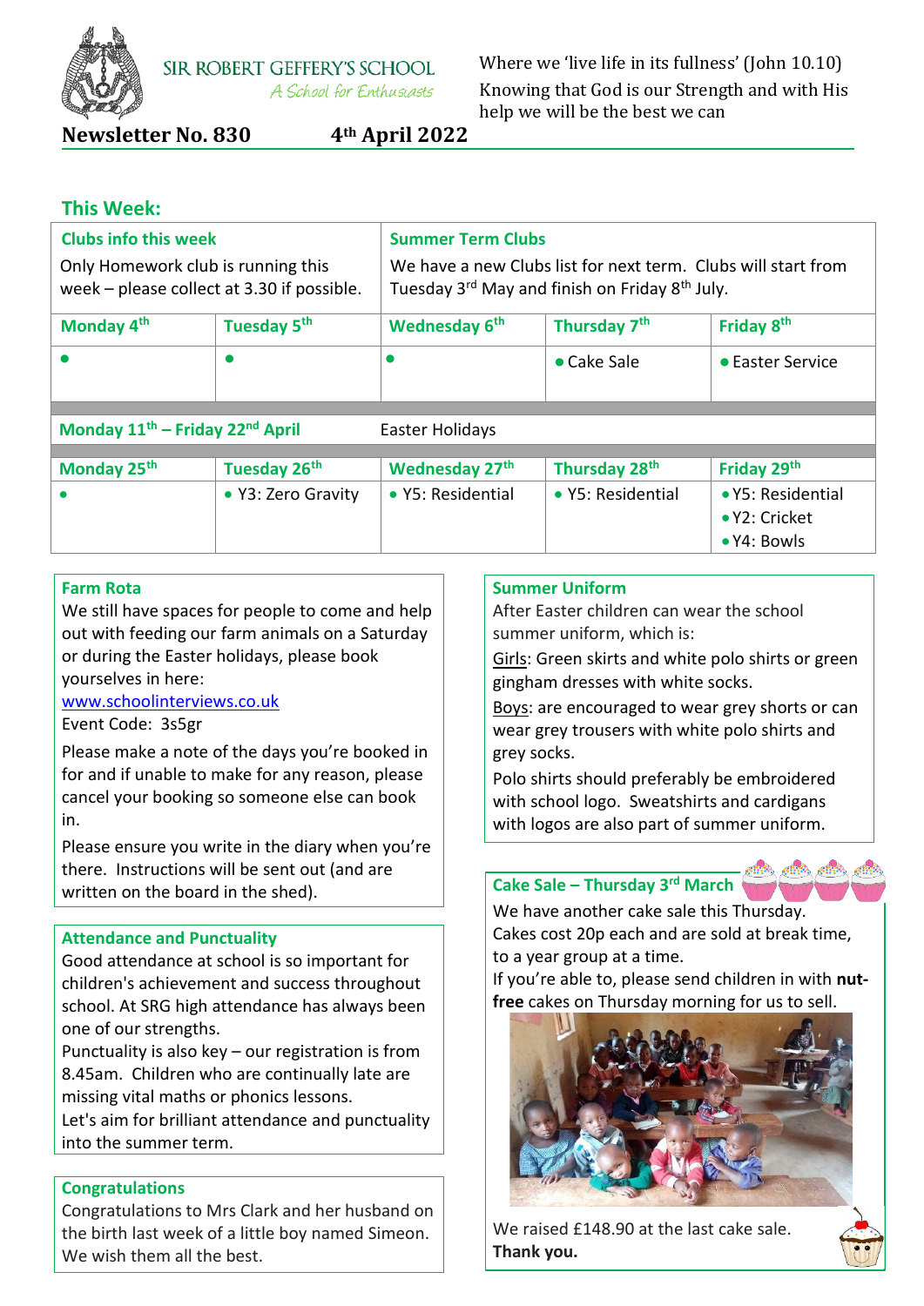SIR ROBERT GEFFERY'S SCHOOL
*A School for Enthusiasts*

Where we 'live life in its fullness' (John 10.10)
Knowing that God is our Strength and with His help we will be the best we can

**Newsletter No. 830** **4th April 2022**

## This Week:

| Clubs info this week | | Summer Term Clubs | | |
|---|---|---|---|---|
| Only Homework club is running this week – please collect at 3.30 if possible. | | We have a new Clubs list for next term. Clubs will start from Tuesday 3rd May and finish on Friday 8th July. | | |
| **Monday 4th** | **Tuesday 5th** | **Wednesday 6th** | **Thursday 7th** | **Friday 8th** |
| • | • | • | • Cake Sale | • Easter Service |
| **Monday 11th – Friday 22nd April** | | Easter Holidays | | |
| **Monday 25th** | **Tuesday 26th** | **Wednesday 27th** | **Thursday 28th** | **Friday 29th** |
| • | • Y3: Zero Gravity | • Y5: Residential | • Y5: Residential | • Y5: Residential<br>• Y2: Cricket<br>• Y4: Bowls |

### Farm Rota

We still have spaces for people to come and help out with feeding our farm animals on a Saturday or during the Easter holidays, please book yourselves in here:
www.schoolinterviews.co.uk
Event Code: 3s5gr

Please make a note of the days you're booked in for and if unable to make for any reason, please cancel your booking so someone else can book in.

Please ensure you write in the diary when you're there. Instructions will be sent out (and are written on the board in the shed).

### Attendance and Punctuality

Good attendance at school is so important for children's achievement and success throughout school. At SRG high attendance has always been one of our strengths.
Punctuality is also key – our registration is from 8.45am. Children who are continually late are missing vital maths or phonics lessons.
Let's aim for brilliant attendance and punctuality into the summer term.

### Congratulations

Congratulations to Mrs Clark and her husband on the birth last week of a little boy named Simeon. We wish them all the best.

### Summer Uniform

After Easter children can wear the school summer uniform, which is:
Girls: Green skirts and white polo shirts or green gingham dresses with white socks.
Boys: are encouraged to wear grey shorts or can wear grey trousers with white polo shirts and grey socks.
Polo shirts should preferably be embroidered with school logo. Sweatshirts and cardigans with logos are also part of summer uniform.

### Cake Sale – Thursday 3rd March

We have another cake sale this Thursday.
Cakes cost 20p each and are sold at break time, to a year group at a time.
If you're able to, please send children in with **nut-free** cakes on Thursday morning for us to sell.

We raised £148.90 at the last cake sale.
**Thank you.**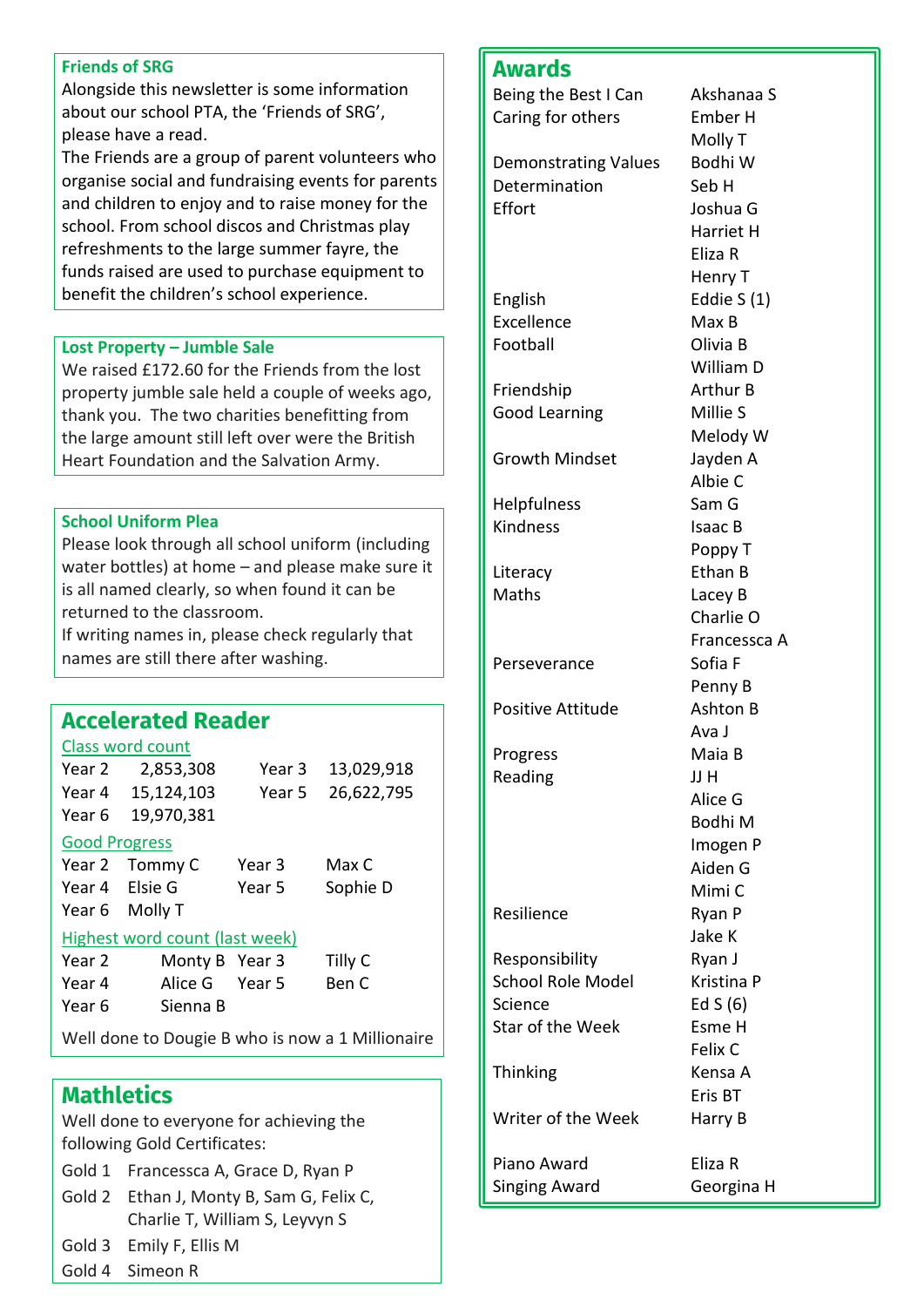## Friends of SRG

Alongside this newsletter is some information about our school PTA, the 'Friends of SRG', please have a read.

The Friends are a group of parent volunteers who organise social and fundraising events for parents and children to enjoy and to raise money for the school. From school discos and Christmas play refreshments to the large summer fayre, the funds raised are used to purchase equipment to benefit the children's school experience.

## Lost Property – Jumble Sale

We raised £172.60 for the Friends from the lost property jumble sale held a couple of weeks ago, thank you. The two charities benefitting from the large amount still left over were the British Heart Foundation and the Salvation Army.

## School Uniform Plea

Please look through all school uniform (including water bottles) at home – and please make sure it is all named clearly, so when found it can be returned to the classroom.

If writing names in, please check regularly that names are still there after washing.

## Accelerated Reader

Class word count

| | | | |
|---|---|---|---|
| Year 2 | 2,853,308 | Year 3 | 13,029,918 |
| Year 4 | 15,124,103 | Year 5 | 26,622,795 |
| Year 6 | 19,970,381 | | |

Good Progress

| | | | |
|---|---|---|---|
| Year 2 | Tommy C | Year 3 | Max C |
| Year 4 | Elsie G | Year 5 | Sophie D |
| Year 6 | Molly T | | |

Highest word count (last week)

| | | | |
|---|---|---|---|
| Year 2 | Monty B | Year 3 | Tilly C |
| Year 4 | Alice G | Year 5 | Ben C |
| Year 6 | Sienna B | | |

Well done to Dougie B who is now a 1 Millionaire

## Mathletics

Well done to everyone for achieving the following Gold Certificates:

- Gold 1 Francessca A, Grace D, Ryan P
- Gold 2 Ethan J, Monty B, Sam G, Felix C, Charlie T, William S, Leyvyn S
- Gold 3 Emily F, Ellis M
- Gold 4 Simeon R

## Awards

| Award | Name |
|---|---|
| Being the Best I Can | Akshanaa S |
| Caring for others | Ember H |
| | Molly T |
| Demonstrating Values | Bodhi W |
| Determination | Seb H |
| Effort | Joshua G |
| | Harriet H |
| | Eliza R |
| | Henry T |
| English | Eddie S (1) |
| Excellence | Max B |
| Football | Olivia B |
| | William D |
| Friendship | Arthur B |
| Good Learning | Millie S |
| | Melody W |
| Growth Mindset | Jayden A |
| | Albie C |
| Helpfulness | Sam G |
| Kindness | Isaac B |
| | Poppy T |
| Literacy | Ethan B |
| Maths | Lacey B |
| | Charlie O |
| | Francessca A |
| Perseverance | Sofia F |
| | Penny B |
| Positive Attitude | Ashton B |
| | Ava J |
| Progress | Maia B |
| Reading | JJ H |
| | Alice G |
| | Bodhi M |
| | Imogen P |
| | Aiden G |
| | Mimi C |
| Resilience | Ryan P |
| | Jake K |
| Responsibility | Ryan J |
| School Role Model | Kristina P |
| Science | Ed S (6) |
| Star of the Week | Esme H |
| | Felix C |
| Thinking | Kensa A |
| | Eris BT |
| Writer of the Week | Harry B |
| Piano Award | Eliza R |
| Singing Award | Georgina H |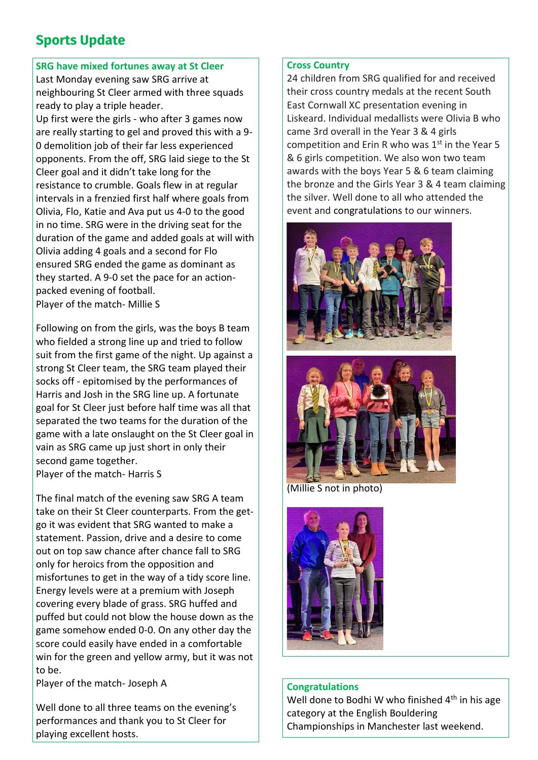# Sports Update

## SRG have mixed fortunes away at St Cleer

Last Monday evening saw SRG arrive at neighbouring St Cleer armed with three squads ready to play a triple header.

Up first were the girls - who after 3 games now are really starting to gel and proved this with a 9-0 demolition job of their far less experienced opponents. From the off, SRG laid siege to the St Cleer goal and it didn't take long for the resistance to crumble. Goals flew in at regular intervals in a frenzied first half where goals from Olivia, Flo, Katie and Ava put us 4-0 to the good in no time. SRG were in the driving seat for the duration of the game and added goals at will with Olivia adding 4 goals and a second for Flo ensured SRG ended the game as dominant as they started. A 9-0 set the pace for an action-packed evening of football.

Player of the match- Millie S

Following on from the girls, was the boys B team who fielded a strong line up and tried to follow suit from the first game of the night. Up against a strong St Cleer team, the SRG team played their socks off - epitomised by the performances of Harris and Josh in the SRG line up. A fortunate goal for St Cleer just before half time was all that separated the two teams for the duration of the game with a late onslaught on the St Cleer goal in vain as SRG came up just short in only their second game together.

Player of the match- Harris S

The final match of the evening saw SRG A team take on their St Cleer counterparts. From the get-go it was evident that SRG wanted to make a statement. Passion, drive and a desire to come out on top saw chance after chance fall to SRG only for heroics from the opposition and misfortunes to get in the way of a tidy score line. Energy levels were at a premium with Joseph covering every blade of grass. SRG huffed and puffed but could not blow the house down as the game somehow ended 0-0. On any other day the score could easily have ended in a comfortable win for the green and yellow army, but it was not to be.

Player of the match- Joseph A

Well done to all three teams on the evening's performances and thank you to St Cleer for playing excellent hosts.

## Cross Country

24 children from SRG qualified for and received their cross country medals at the recent South East Cornwall XC presentation evening in Liskeard. Individual medallists were Olivia B who came 3rd overall in the Year 3 & 4 girls competition and Erin R who was 1st in the Year 5 & 6 girls competition. We also won two team awards with the boys Year 5 & 6 team claiming the bronze and the Girls Year 3 & 4 team claiming the silver. Well done to all who attended the event and congratulations to our winners.

(Millie S not in photo)

## Congratulations

Well done to Bodhi W who finished 4th in his age category at the English Bouldering Championships in Manchester last weekend.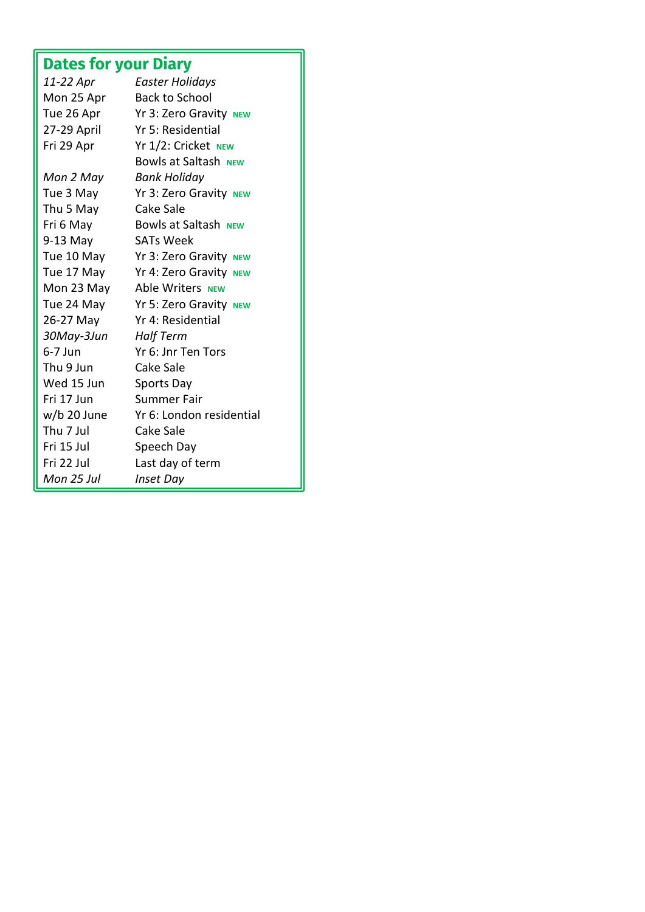## Dates for your Diary

| | |
|---|---|
| *11-22 Apr* | *Easter Holidays* |
| Mon 25 Apr | Back to School |
| Tue 26 Apr | Yr 3: Zero Gravity **NEW** |
| 27-29 April | Yr 5: Residential |
| Fri 29 Apr | Yr 1/2: Cricket **NEW** |
| | Bowls at Saltash **NEW** |
| *Mon 2 May* | *Bank Holiday* |
| Tue 3 May | Yr 3: Zero Gravity **NEW** |
| Thu 5 May | Cake Sale |
| Fri 6 May | Bowls at Saltash **NEW** |
| 9-13 May | SATs Week |
| Tue 10 May | Yr 3: Zero Gravity **NEW** |
| Tue 17 May | Yr 4: Zero Gravity **NEW** |
| Mon 23 May | Able Writers **NEW** |
| Tue 24 May | Yr 5: Zero Gravity **NEW** |
| 26-27 May | Yr 4: Residential |
| *30May-3Jun* | *Half Term* |
| 6-7 Jun | Yr 6: Jnr Ten Tors |
| Thu 9 Jun | Cake Sale |
| Wed 15 Jun | Sports Day |
| Fri 17 Jun | Summer Fair |
| w/b 20 June | Yr 6: London residential |
| Thu 7 Jul | Cake Sale |
| Fri 15 Jul | Speech Day |
| Fri 22 Jul | Last day of term |
| *Mon 25 Jul* | *Inset Day* |